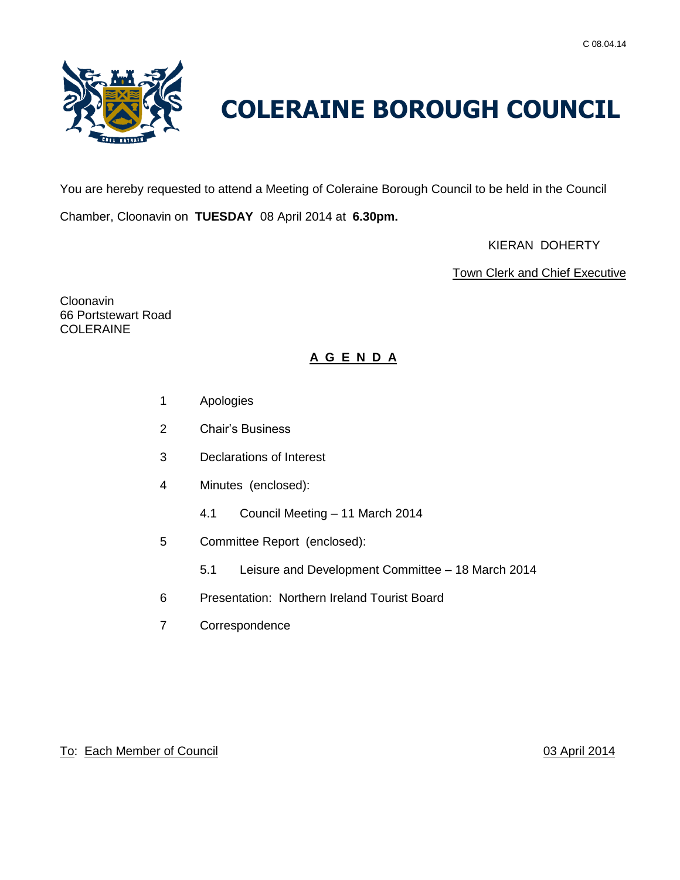C 08.04.14

# COLERAINE BOROUGH COUNCIL

You are hereby requested to attend a Meeting of Coleraine Borough Council to be held in the Council Chamber, Cloonavin on **TUESDAY** 08 April 2014 at **6.30pm.**

KIERAN DOHERTY

Town Clerk and Chief Executive

Cloonavin
66 Portstewart Road
COLERAINE

## A G E N D A

1. Apologies
2. Chair's Business
3. Declarations of Interest
4. Minutes (enclosed):
   - 4.1 Council Meeting – 11 March 2014
5. Committee Report (enclosed):
   - 5.1 Leisure and Development Committee – 18 March 2014
6. Presentation: Northern Ireland Tourist Board
7. Correspondence

To: Each Member of Council

03 April 2014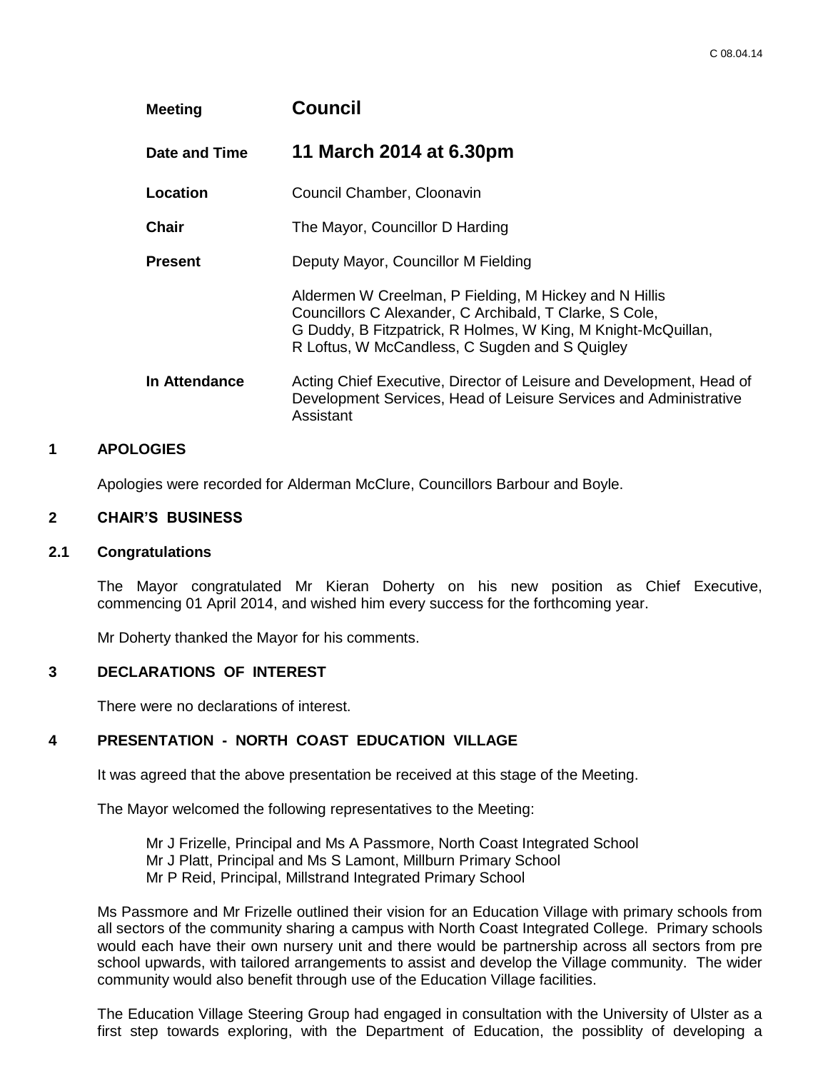| | |
|---|---|
| **Meeting** | **Council** |
| **Date and Time** | **11 March 2014 at 6.30pm** |
| **Location** | Council Chamber, Cloonavin |
| **Chair** | The Mayor, Councillor D Harding |
| **Present** | Deputy Mayor, Councillor M Fielding |
| | Aldermen W Creelman, P Fielding, M Hickey and N Hillis Councillors C Alexander, C Archibald, T Clarke, S Cole, G Duddy, B Fitzpatrick, R Holmes, W King, M Knight-McQuillan, R Loftus, W McCandless, C Sugden and S Quigley |
| **In Attendance** | Acting Chief Executive, Director of Leisure and Development, Head of Development Services, Head of Leisure Services and Administrative Assistant |

## 1 APOLOGIES

Apologies were recorded for Alderman McClure, Councillors Barbour and Boyle.

## 2 CHAIR'S BUSINESS

### 2.1 Congratulations

The Mayor congratulated Mr Kieran Doherty on his new position as Chief Executive, commencing 01 April 2014, and wished him every success for the forthcoming year.

Mr Doherty thanked the Mayor for his comments.

## 3 DECLARATIONS OF INTEREST

There were no declarations of interest.

## 4 PRESENTATION - NORTH COAST EDUCATION VILLAGE

It was agreed that the above presentation be received at this stage of the Meeting.

The Mayor welcomed the following representatives to the Meeting:

Mr J Frizelle, Principal and Ms A Passmore, North Coast Integrated School
Mr J Platt, Principal and Ms S Lamont, Millburn Primary School
Mr P Reid, Principal, Millstrand Integrated Primary School

Ms Passmore and Mr Frizelle outlined their vision for an Education Village with primary schools from all sectors of the community sharing a campus with North Coast Integrated College. Primary schools would each have their own nursery unit and there would be partnership across all sectors from pre school upwards, with tailored arrangements to assist and develop the Village community. The wider community would also benefit through use of the Education Village facilities.

The Education Village Steering Group had engaged in consultation with the University of Ulster as a first step towards exploring, with the Department of Education, the possiblity of developing a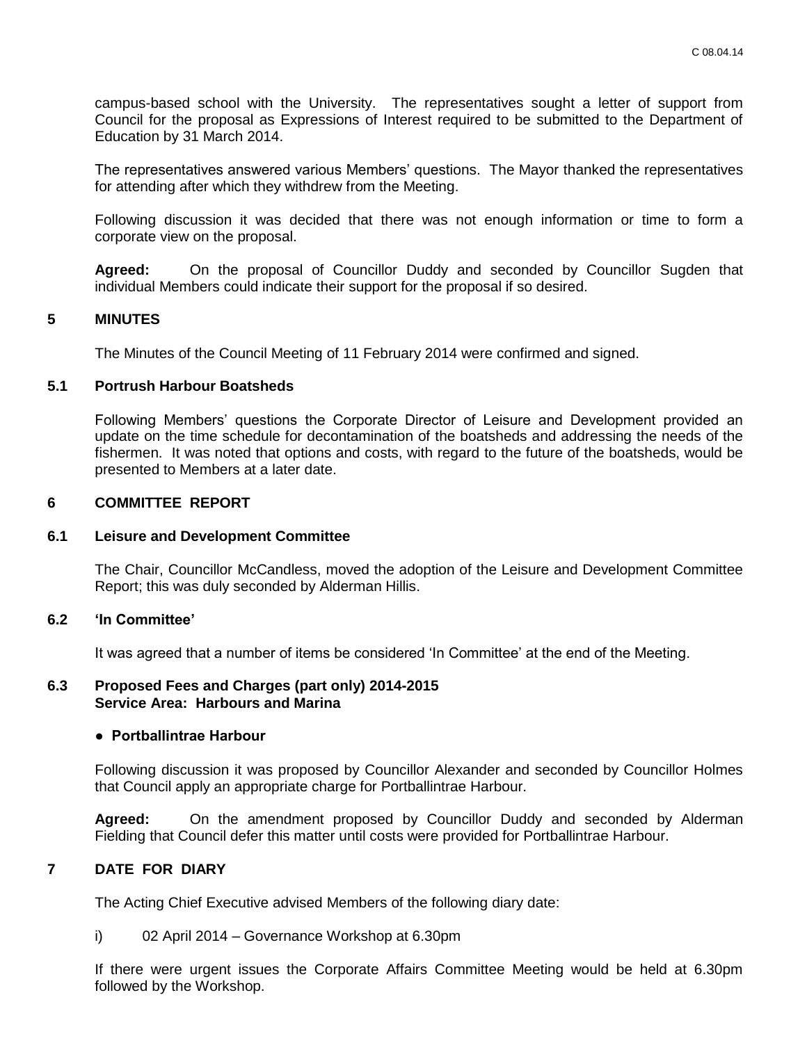campus-based school with the University. The representatives sought a letter of support from Council for the proposal as Expressions of Interest required to be submitted to the Department of Education by 31 March 2014.

The representatives answered various Members' questions. The Mayor thanked the representatives for attending after which they withdrew from the Meeting.

Following discussion it was decided that there was not enough information or time to form a corporate view on the proposal.

**Agreed:** On the proposal of Councillor Duddy and seconded by Councillor Sugden that individual Members could indicate their support for the proposal if so desired.

### 5 MINUTES

The Minutes of the Council Meeting of 11 February 2014 were confirmed and signed.

### 5.1 Portrush Harbour Boatsheds

Following Members' questions the Corporate Director of Leisure and Development provided an update on the time schedule for decontamination of the boatsheds and addressing the needs of the fishermen. It was noted that options and costs, with regard to the future of the boatsheds, would be presented to Members at a later date.

### 6 COMMITTEE REPORT

### 6.1 Leisure and Development Committee

The Chair, Councillor McCandless, moved the adoption of the Leisure and Development Committee Report; this was duly seconded by Alderman Hillis.

### 6.2 'In Committee'

It was agreed that a number of items be considered 'In Committee' at the end of the Meeting.

### 6.3 Proposed Fees and Charges (part only) 2014-2015 Service Area: Harbours and Marina

- **Portballintrae Harbour**

Following discussion it was proposed by Councillor Alexander and seconded by Councillor Holmes that Council apply an appropriate charge for Portballintrae Harbour.

**Agreed:** On the amendment proposed by Councillor Duddy and seconded by Alderman Fielding that Council defer this matter until costs were provided for Portballintrae Harbour.

### 7 DATE FOR DIARY

The Acting Chief Executive advised Members of the following diary date:

i) 02 April 2014 – Governance Workshop at 6.30pm

If there were urgent issues the Corporate Affairs Committee Meeting would be held at 6.30pm followed by the Workshop.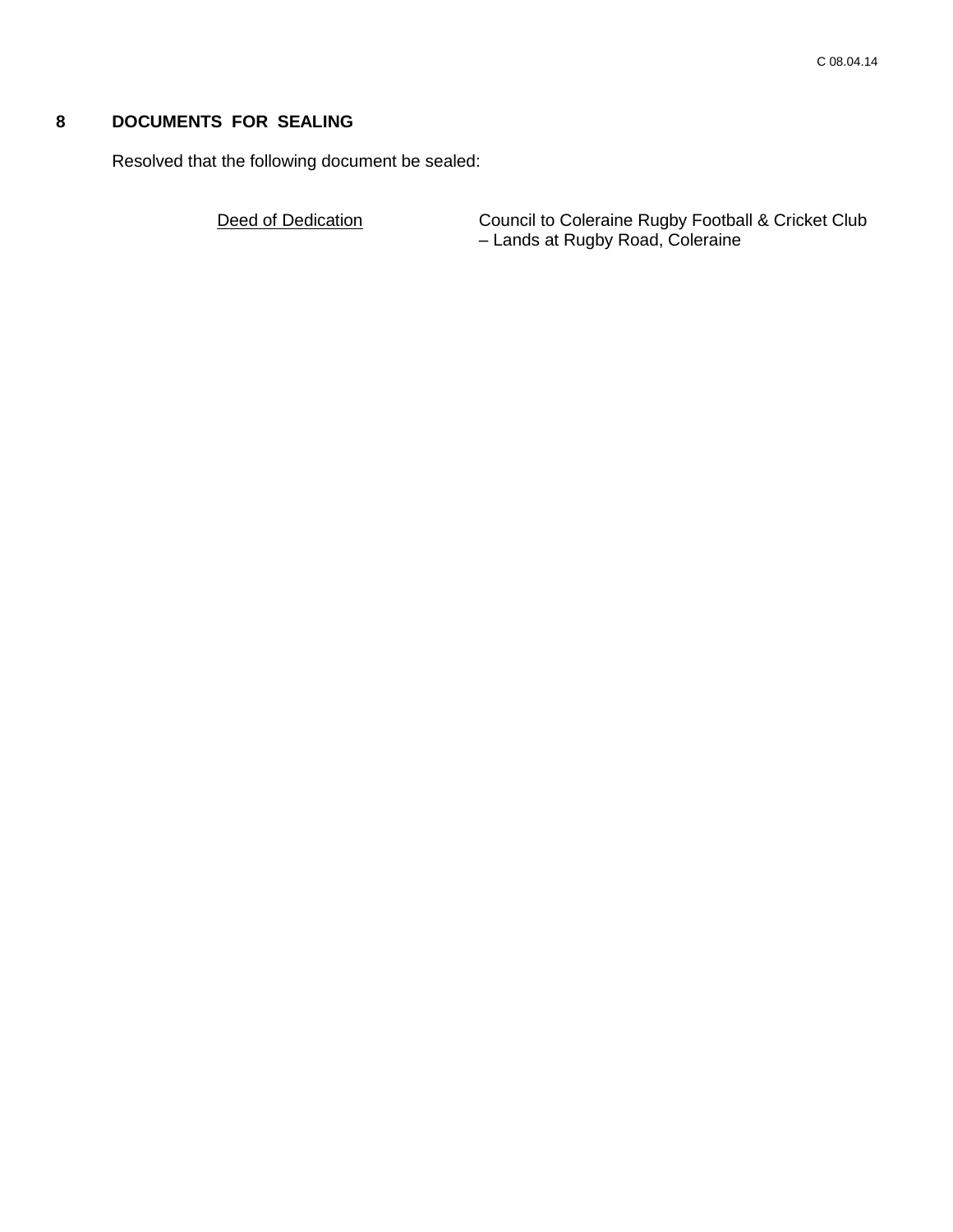## 8 DOCUMENTS FOR SEALING

Resolved that the following document be sealed:

| | |
|---|---|
| Deed of Dedication | Council to Coleraine Rugby Football & Cricket Club – Lands at Rugby Road, Coleraine |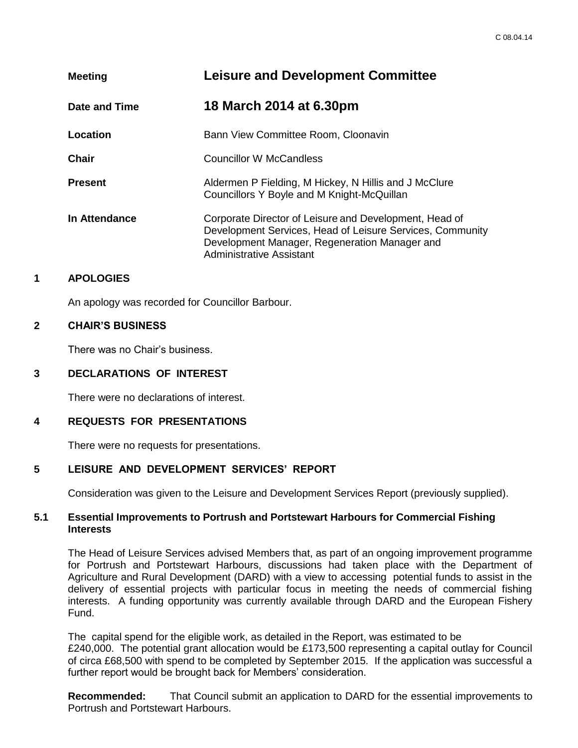C 08.04.14

| | |
|---|---|
| **Meeting** | **Leisure and Development Committee** |
| **Date and Time** | **18 March 2014 at 6.30pm** |
| **Location** | Bann View Committee Room, Cloonavin |
| **Chair** | Councillor W McCandless |
| **Present** | Aldermen P Fielding, M Hickey, N Hillis and J McClure<br>Councillors Y Boyle and M Knight-McQuillan |
| **In Attendance** | Corporate Director of Leisure and Development, Head of Development Services, Head of Leisure Services, Community Development Manager, Regeneration Manager and Administrative Assistant |

## 1 APOLOGIES

An apology was recorded for Councillor Barbour.

## 2 CHAIR'S BUSINESS

There was no Chair's business.

## 3 DECLARATIONS OF INTEREST

There were no declarations of interest.

## 4 REQUESTS FOR PRESENTATIONS

There were no requests for presentations.

## 5 LEISURE AND DEVELOPMENT SERVICES' REPORT

Consideration was given to the Leisure and Development Services Report (previously supplied).

### 5.1 Essential Improvements to Portrush and Portstewart Harbours for Commercial Fishing Interests

The Head of Leisure Services advised Members that, as part of an ongoing improvement programme for Portrush and Portstewart Harbours, discussions had taken place with the Department of Agriculture and Rural Development (DARD) with a view to accessing potential funds to assist in the delivery of essential projects with particular focus in meeting the needs of commercial fishing interests. A funding opportunity was currently available through DARD and the European Fishery Fund.

The capital spend for the eligible work, as detailed in the Report, was estimated to be £240,000. The potential grant allocation would be £173,500 representing a capital outlay for Council of circa £68,500 with spend to be completed by September 2015. If the application was successful a further report would be brought back for Members' consideration.

**Recommended:** That Council submit an application to DARD for the essential improvements to Portrush and Portstewart Harbours.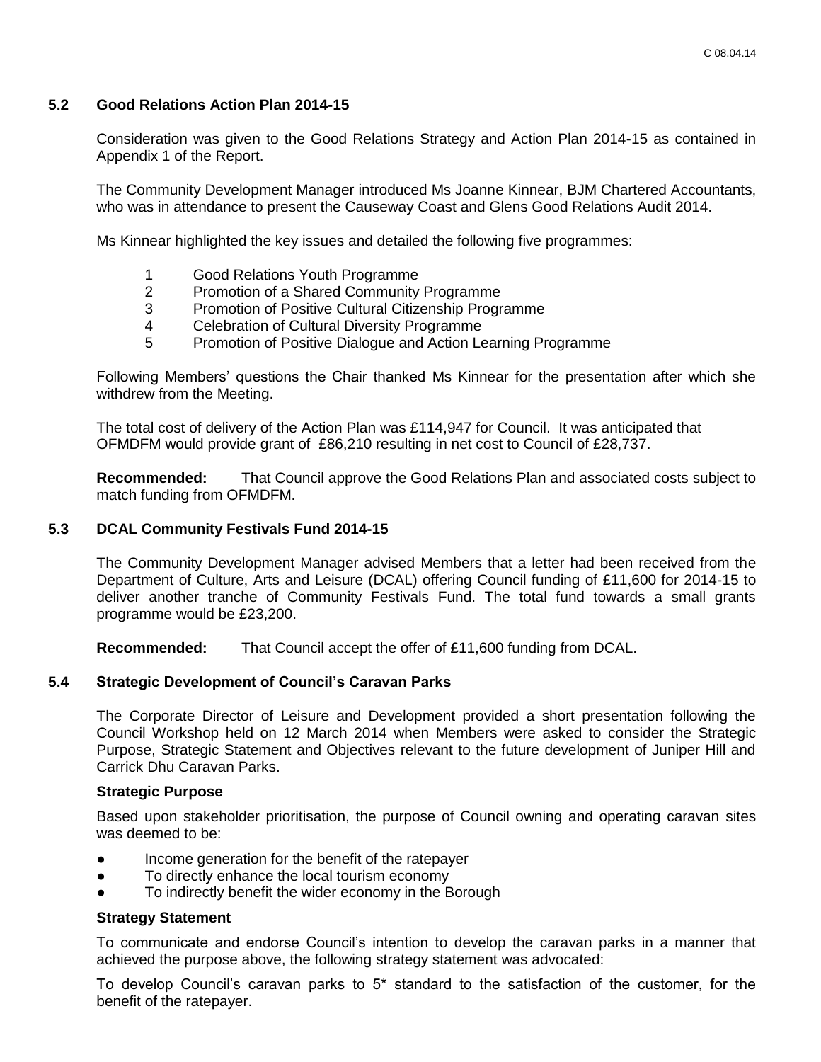### 5.2 Good Relations Action Plan 2014-15

Consideration was given to the Good Relations Strategy and Action Plan 2014-15 as contained in Appendix 1 of the Report.

The Community Development Manager introduced Ms Joanne Kinnear, BJM Chartered Accountants, who was in attendance to present the Causeway Coast and Glens Good Relations Audit 2014.

Ms Kinnear highlighted the key issues and detailed the following five programmes:

1. Good Relations Youth Programme
2. Promotion of a Shared Community Programme
3. Promotion of Positive Cultural Citizenship Programme
4. Celebration of Cultural Diversity Programme
5. Promotion of Positive Dialogue and Action Learning Programme

Following Members' questions the Chair thanked Ms Kinnear for the presentation after which she withdrew from the Meeting.

The total cost of delivery of the Action Plan was £114,947 for Council. It was anticipated that OFMDFM would provide grant of £86,210 resulting in net cost to Council of £28,737.

**Recommended:** That Council approve the Good Relations Plan and associated costs subject to match funding from OFMDFM.

### 5.3 DCAL Community Festivals Fund 2014-15

The Community Development Manager advised Members that a letter had been received from the Department of Culture, Arts and Leisure (DCAL) offering Council funding of £11,600 for 2014-15 to deliver another tranche of Community Festivals Fund. The total fund towards a small grants programme would be £23,200.

**Recommended:** That Council accept the offer of £11,600 funding from DCAL.

### 5.4 Strategic Development of Council's Caravan Parks

The Corporate Director of Leisure and Development provided a short presentation following the Council Workshop held on 12 March 2014 when Members were asked to consider the Strategic Purpose, Strategic Statement and Objectives relevant to the future development of Juniper Hill and Carrick Dhu Caravan Parks.

**Strategic Purpose**

Based upon stakeholder prioritisation, the purpose of Council owning and operating caravan sites was deemed to be:

- Income generation for the benefit of the ratepayer
- To directly enhance the local tourism economy
- To indirectly benefit the wider economy in the Borough

**Strategy Statement**

To communicate and endorse Council's intention to develop the caravan parks in a manner that achieved the purpose above, the following strategy statement was advocated:

To develop Council's caravan parks to 5* standard to the satisfaction of the customer, for the benefit of the ratepayer.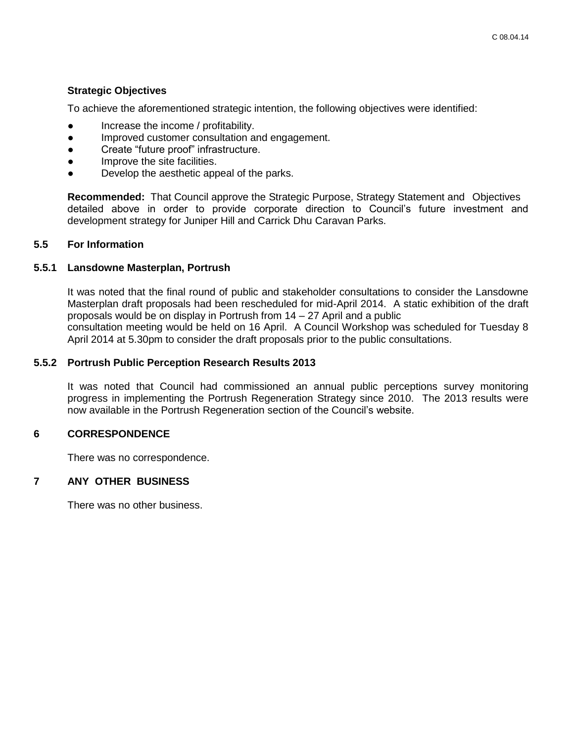**Strategic Objectives**

To achieve the aforementioned strategic intention, the following objectives were identified:

- Increase the income / profitability.
- Improved customer consultation and engagement.
- Create "future proof" infrastructure.
- Improve the site facilities.
- Develop the aesthetic appeal of the parks.

**Recommended:** That Council approve the Strategic Purpose, Strategy Statement and Objectives detailed above in order to provide corporate direction to Council's future investment and development strategy for Juniper Hill and Carrick Dhu Caravan Parks.

## 5.5 For Information

### 5.5.1 Lansdowne Masterplan, Portrush

It was noted that the final round of public and stakeholder consultations to consider the Lansdowne Masterplan draft proposals had been rescheduled for mid-April 2014. A static exhibition of the draft proposals would be on display in Portrush from 14 – 27 April and a public consultation meeting would be held on 16 April. A Council Workshop was scheduled for Tuesday 8 April 2014 at 5.30pm to consider the draft proposals prior to the public consultations.

### 5.5.2 Portrush Public Perception Research Results 2013

It was noted that Council had commissioned an annual public perceptions survey monitoring progress in implementing the Portrush Regeneration Strategy since 2010. The 2013 results were now available in the Portrush Regeneration section of the Council's website.

## 6 CORRESPONDENCE

There was no correspondence.

## 7 ANY OTHER BUSINESS

There was no other business.